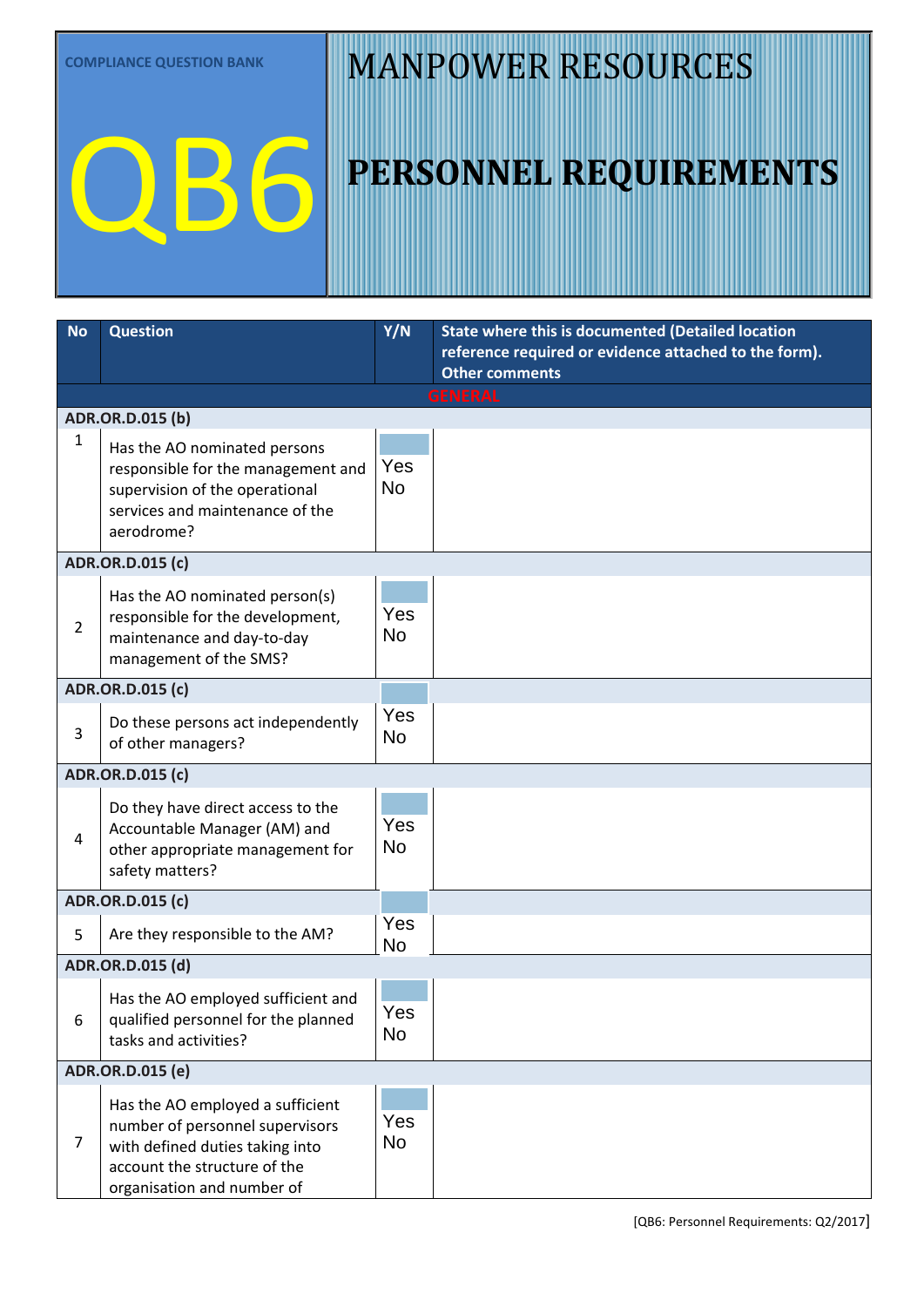COMPLIANCE QUESTION BANK

# QB6

# MANPOWER RESOURCES

# PERSONNEL REQUIREMENTS

| No | Question | Y/N | State where this is documented (Detailed location reference required or evidence attached to the form). Other comments |
|---|---|---|---|
| | | | GENERAL |
| ADR.OR.D.015 (b) | | | |
| 1 | Has the AO nominated persons responsible for the management and supervision of the operational services and maintenance of the aerodrome? | Yes No | |
| ADR.OR.D.015 (c) | | | |
| 2 | Has the AO nominated person(s) responsible for the development, maintenance and day-to-day management of the SMS? | Yes No | |
| ADR.OR.D.015 (c) | | | |
| 3 | Do these persons act independently of other managers? | Yes No | |
| ADR.OR.D.015 (c) | | | |
| 4 | Do they have direct access to the Accountable Manager (AM) and other appropriate management for safety matters? | Yes No | |
| ADR.OR.D.015 (c) | | | |
| 5 | Are they responsible to the AM? | Yes No | |
| ADR.OR.D.015 (d) | | | |
| 6 | Has the AO employed sufficient and qualified personnel for the planned tasks and activities? | Yes No | |
| ADR.OR.D.015 (e) | | | |
| 7 | Has the AO employed a sufficient number of personnel supervisors with defined duties taking into account the structure of the organisation and number of | Yes No | |

[QB6: Personnel Requirements: Q2/2017]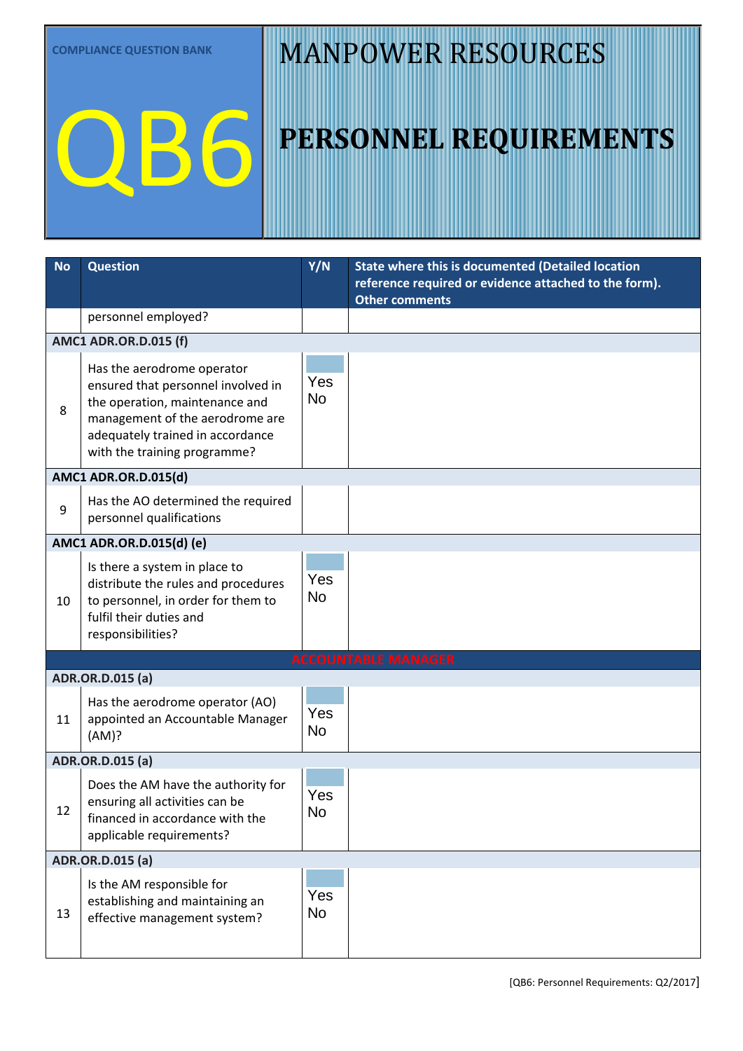COMPLIANCE QUESTION BANK

# QB6

# MANPOWER RESOURCES

# PERSONNEL REQUIREMENTS

| No | Question | Y/N | State where this is documented (Detailed location reference required or evidence attached to the form). Other comments |
|---|---|---|---|
| | personnel employed? | | |
| **AMC1 ADR.OR.D.015 (f)** | | | |
| 8 | Has the aerodrome operator ensured that personnel involved in the operation, maintenance and management of the aerodrome are adequately trained in accordance with the training programme? | Yes No | |
| **AMC1 ADR.OR.D.015(d)** | | | |
| 9 | Has the AO determined the required personnel qualifications | | |
| **AMC1 ADR.OR.D.015(d) (e)** | | | |
| 10 | Is there a system in place to distribute the rules and procedures to personnel, in order for them to fulfil their duties and responsibilities? | Yes No | |
| **ACCOUNTABLE MANAGER** | | | |
| **ADR.OR.D.015 (a)** | | | |
| 11 | Has the aerodrome operator (AO) appointed an Accountable Manager (AM)? | Yes No | |
| **ADR.OR.D.015 (a)** | | | |
| 12 | Does the AM have the authority for ensuring all activities can be financed in accordance with the applicable requirements? | Yes No | |
| **ADR.OR.D.015 (a)** | | | |
| 13 | Is the AM responsible for establishing and maintaining an effective management system? | Yes No | |

[QB6: Personnel Requirements: Q2/2017]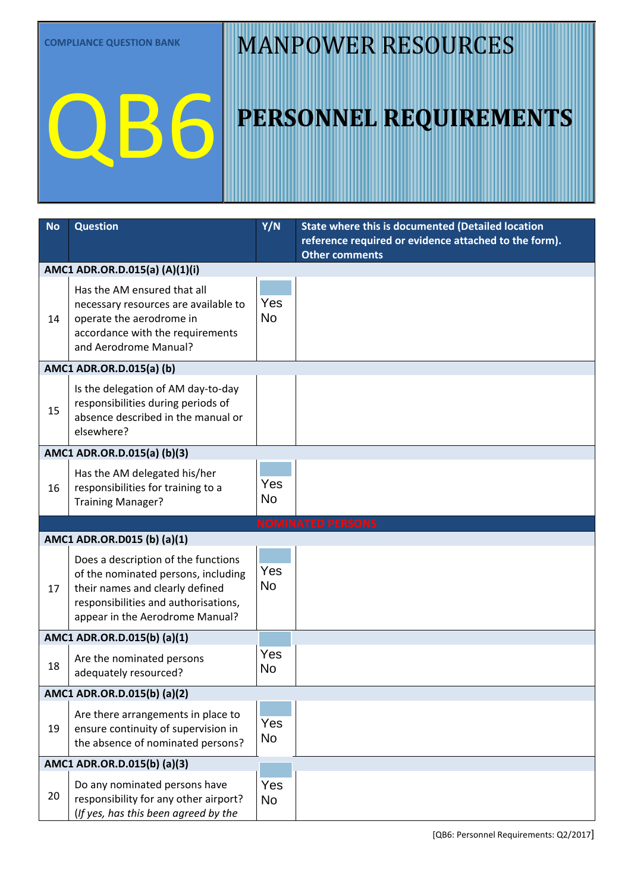COMPLIANCE QUESTION BANK

# QB6

# MANPOWER RESOURCES

# PERSONNEL REQUIREMENTS

| No | Question | Y/N | State where this is documented (Detailed location reference required or evidence attached to the form). Other comments |
|---|---|---|---|
| **AMC1 ADR.OR.D.015(a) (A)(1)(i)** | | | |
| 14 | Has the AM ensured that all necessary resources are available to operate the aerodrome in accordance with the requirements and Aerodrome Manual? | Yes No | |
| **AMC1 ADR.OR.D.015(a) (b)** | | | |
| 15 | Is the delegation of AM day-to-day responsibilities during periods of absence described in the manual or elsewhere? | | |
| **AMC1 ADR.OR.D.015(a) (b)(3)** | | | |
| 16 | Has the AM delegated his/her responsibilities for training to a Training Manager? | Yes No | |
| **NOMINATED PERSONS** | | | |
| **AMC1 ADR.OR.D015 (b) (a)(1)** | | | |
| 17 | Does a description of the functions of the nominated persons, including their names and clearly defined responsibilities and authorisations, appear in the Aerodrome Manual? | Yes No | |
| **AMC1 ADR.OR.D.015(b) (a)(1)** | | | |
| 18 | Are the nominated persons adequately resourced? | Yes No | |
| **AMC1 ADR.OR.D.015(b) (a)(2)** | | | |
| 19 | Are there arrangements in place to ensure continuity of supervision in the absence of nominated persons? | Yes No | |
| **AMC1 ADR.OR.D.015(b) (a)(3)** | | | |
| 20 | Do any nominated persons have responsibility for any other airport? (*If yes, has this been agreed by the* | Yes No | |

[QB6: Personnel Requirements: Q2/2017]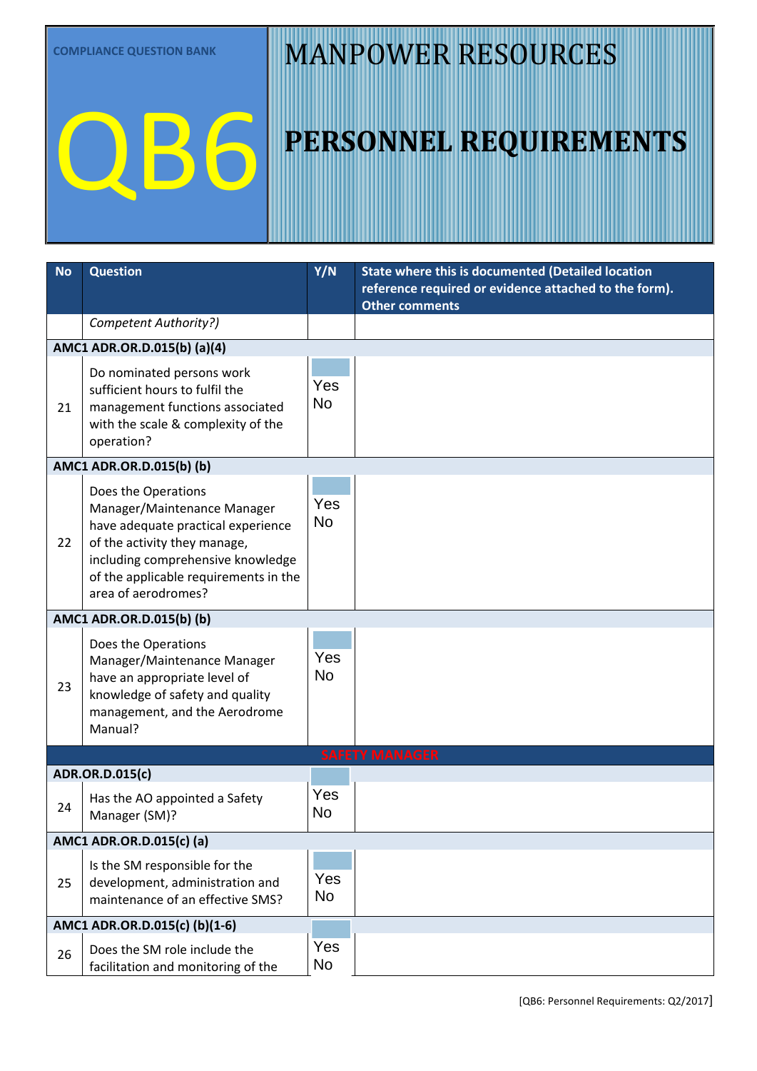COMPLIANCE QUESTION BANK

# QB6

# MANPOWER RESOURCES

# PERSONNEL REQUIREMENTS

| No | Question | Y/N | State where this is documented (Detailed location reference required or evidence attached to the form). Other comments |
|---|---|---|---|
| | *Competent Authority?)* | | |
| **AMC1 ADR.OR.D.015(b) (a)(4)** | | | |
| 21 | Do nominated persons work sufficient hours to fulfil the management functions associated with the scale & complexity of the operation? | Yes No | |
| **AMC1 ADR.OR.D.015(b) (b)** | | | |
| 22 | Does the Operations Manager/Maintenance Manager have adequate practical experience of the activity they manage, including comprehensive knowledge of the applicable requirements in the area of aerodromes? | Yes No | |
| **AMC1 ADR.OR.D.015(b) (b)** | | | |
| 23 | Does the Operations Manager/Maintenance Manager have an appropriate level of knowledge of safety and quality management, and the Aerodrome Manual? | Yes No | |
| **SAFETY MANAGER** | | | |
| **ADR.OR.D.015(c)** | | | |
| 24 | Has the AO appointed a Safety Manager (SM)? | Yes No | |
| **AMC1 ADR.OR.D.015(c) (a)** | | | |
| 25 | Is the SM responsible for the development, administration and maintenance of an effective SMS? | Yes No | |
| **AMC1 ADR.OR.D.015(c) (b)(1-6)** | | | |
| 26 | Does the SM role include the facilitation and monitoring of the | Yes No | |

[QB6: Personnel Requirements: Q2/2017]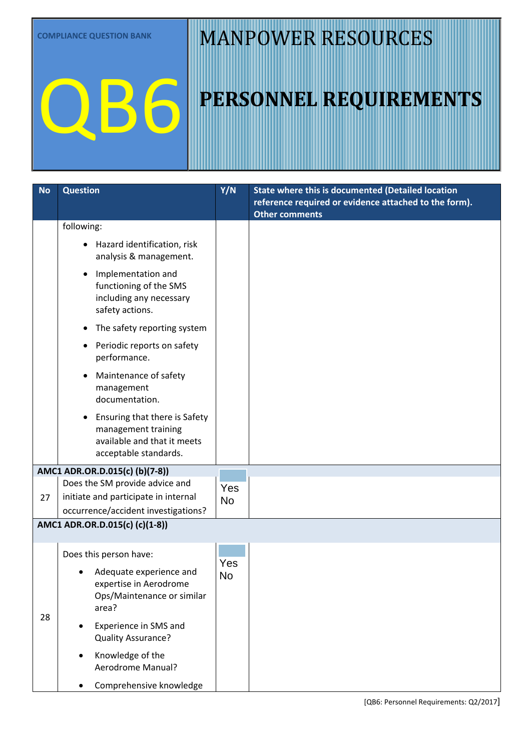COMPLIANCE QUESTION BANK

# QB6

# MANPOWER RESOURCES

# PERSONNEL REQUIREMENTS

| No | Question | Y/N | State where this is documented (Detailed location reference required or evidence attached to the form). Other comments |
|---|---|---|---|
| | following:<br>• Hazard identification, risk analysis & management.<br>• Implementation and functioning of the SMS including any necessary safety actions.<br>• The safety reporting system<br>• Periodic reports on safety performance.<br>• Maintenance of safety management documentation.<br>• Ensuring that there is Safety management training available and that it meets acceptable standards. | | |
| **AMC1 ADR.OR.D.015(c) (b)(7-8))** | | | |
| 27 | Does the SM provide advice and initiate and participate in internal occurrence/accident investigations? | Yes<br>No | |
| **AMC1 ADR.OR.D.015(c) (c)(1-8))** | | | |
| 28 | Does this person have:<br>• Adequate experience and expertise in Aerodrome Ops/Maintenance or similar area?<br>• Experience in SMS and Quality Assurance?<br>• Knowledge of the Aerodrome Manual?<br>• Comprehensive knowledge | Yes<br>No | |

[QB6: Personnel Requirements: Q2/2017]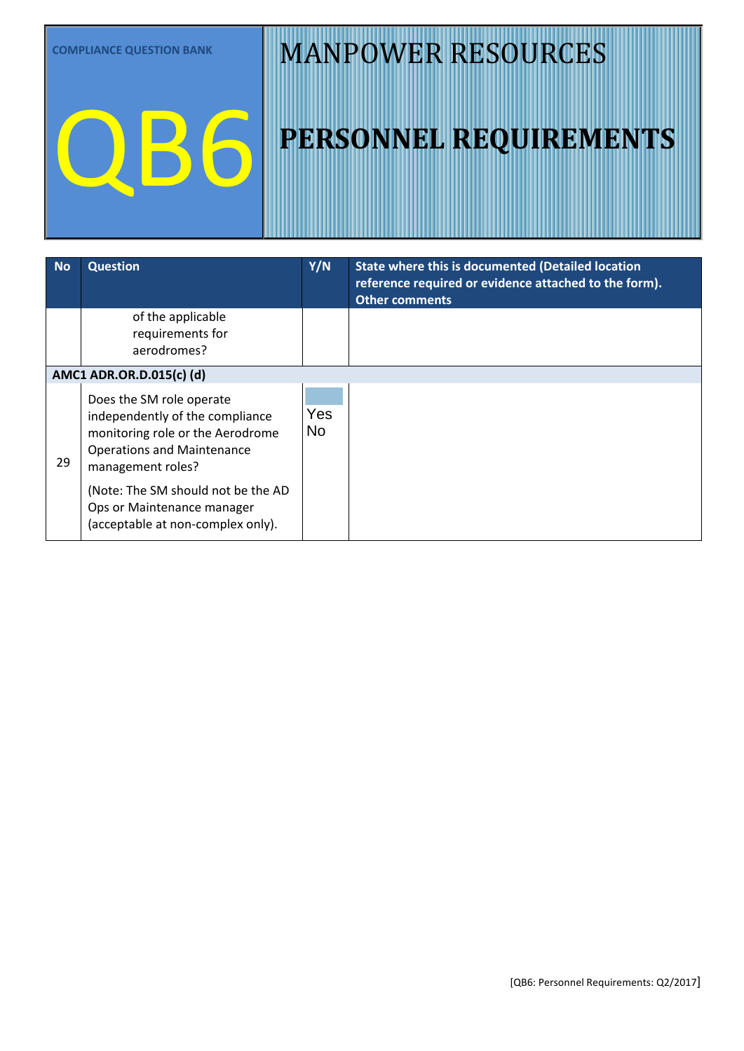COMPLIANCE QUESTION BANK

# QB6

# MANPOWER RESOURCES

# PERSONNEL REQUIREMENTS

| No | Question | Y/N | State where this is documented (Detailed location reference required or evidence attached to the form). Other comments |
|---|---|---|---|
| | of the applicable requirements for aerodromes? | | |
| **AMC1 ADR.OR.D.015(c) (d)** | | | |
| 29 | Does the SM role operate independently of the compliance monitoring role or the Aerodrome Operations and Maintenance management roles?<br><br>(Note: The SM should not be the AD Ops or Maintenance manager (acceptable at non-complex only). | Yes<br>No | |